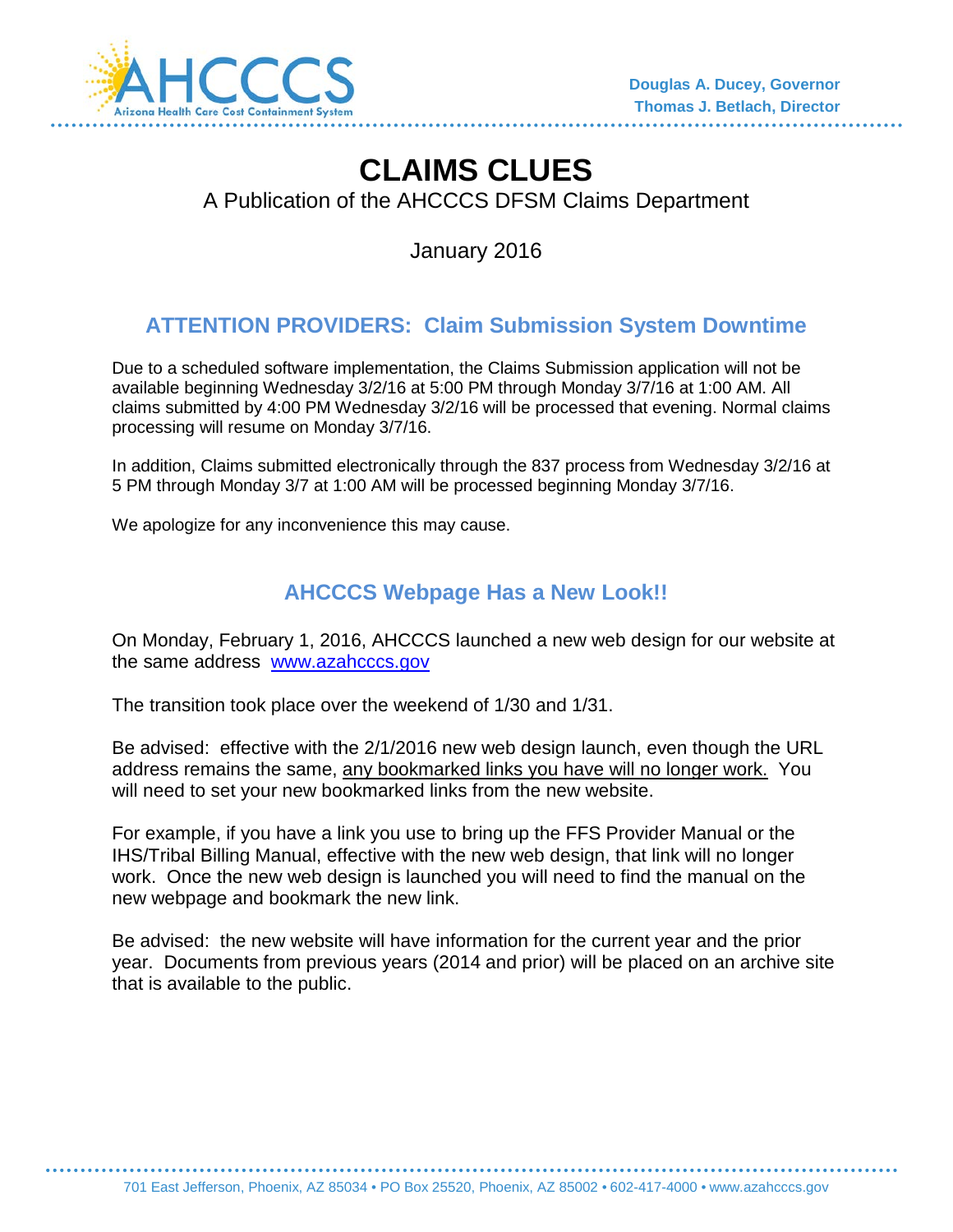Douglas A. Ducey, Governor
Thomas J. Betlach, Director

# CLAIMS CLUES

A Publication of the AHCCCS DFSM Claims Department

January 2016

## ATTENTION PROVIDERS: Claim Submission System Downtime

Due to a scheduled software implementation, the Claims Submission application will not be available beginning Wednesday 3/2/16 at 5:00 PM through Monday 3/7/16 at 1:00 AM. All claims submitted by 4:00 PM Wednesday 3/2/16 will be processed that evening. Normal claims processing will resume on Monday 3/7/16.

In addition, Claims submitted electronically through the 837 process from Wednesday 3/2/16 at 5 PM through Monday 3/7 at 1:00 AM will be processed beginning Monday 3/7/16.

We apologize for any inconvenience this may cause.

## AHCCCS Webpage Has a New Look!!

On Monday, February 1, 2016, AHCCCS launched a new web design for our website at the same address [www.azahcccs.gov](http://www.azahcccs.gov)

The transition took place over the weekend of 1/30 and 1/31.

Be advised: effective with the 2/1/2016 new web design launch, even though the URL address remains the same, <u>any bookmarked links you have will no longer work.</u> You will need to set your new bookmarked links from the new website.

For example, if you have a link you use to bring up the FFS Provider Manual or the IHS/Tribal Billing Manual, effective with the new web design, that link will no longer work. Once the new web design is launched you will need to find the manual on the new webpage and bookmark the new link.

Be advised: the new website will have information for the current year and the prior year. Documents from previous years (2014 and prior) will be placed on an archive site that is available to the public.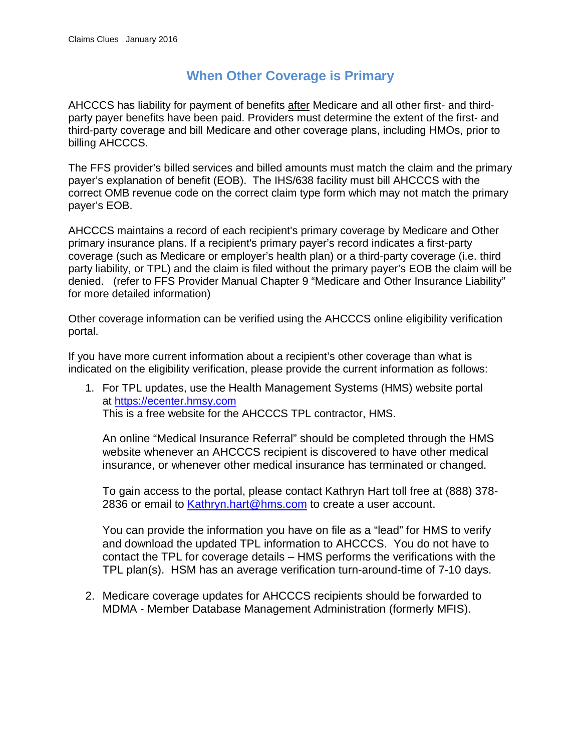## When Other Coverage is Primary

AHCCCS has liability for payment of benefits after Medicare and all other first- and third-party payer benefits have been paid. Providers must determine the extent of the first- and third-party coverage and bill Medicare and other coverage plans, including HMOs, prior to billing AHCCCS.

The FFS provider's billed services and billed amounts must match the claim and the primary payer's explanation of benefit (EOB). The IHS/638 facility must bill AHCCCS with the correct OMB revenue code on the correct claim type form which may not match the primary payer's EOB.

AHCCCS maintains a record of each recipient's primary coverage by Medicare and Other primary insurance plans. If a recipient's primary payer's record indicates a first-party coverage (such as Medicare or employer's health plan) or a third-party coverage (i.e. third party liability, or TPL) and the claim is filed without the primary payer's EOB the claim will be denied. (refer to FFS Provider Manual Chapter 9 "Medicare and Other Insurance Liability" for more detailed information)

Other coverage information can be verified using the AHCCCS online eligibility verification portal.

If you have more current information about a recipient's other coverage than what is indicated on the eligibility verification, please provide the current information as follows:

1. For TPL updates, use the Health Management Systems (HMS) website portal at [https://ecenter.hmsy.com](https://ecenter.hmsy.com)
   This is a free website for the AHCCCS TPL contractor, HMS.

   An online "Medical Insurance Referral" should be completed through the HMS website whenever an AHCCCS recipient is discovered to have other medical insurance, or whenever other medical insurance has terminated or changed.

   To gain access to the portal, please contact Kathryn Hart toll free at (888) 378-2836 or email to [Kathryn.hart@hms.com](mailto:Kathryn.hart@hms.com) to create a user account.

   You can provide the information you have on file as a "lead" for HMS to verify and download the updated TPL information to AHCCCS. You do not have to contact the TPL for coverage details – HMS performs the verifications with the TPL plan(s). HSM has an average verification turn-around-time of 7-10 days.

2. Medicare coverage updates for AHCCCS recipients should be forwarded to MDMA - Member Database Management Administration (formerly MFIS).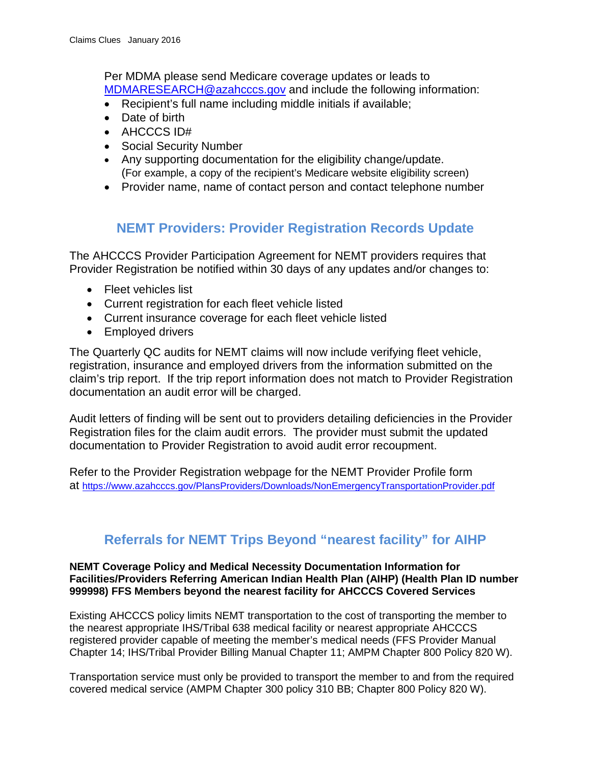Per MDMA please send Medicare coverage updates or leads to [MDMARESEARCH@azahcccs.gov](mailto:MDMARESEARCH@azahcccs.gov) and include the following information:

- Recipient's full name including middle initials if available;
- Date of birth
- AHCCCS ID#
- Social Security Number
- Any supporting documentation for the eligibility change/update. (For example, a copy of the recipient's Medicare website eligibility screen)
- Provider name, name of contact person and contact telephone number

## NEMT Providers: Provider Registration Records Update

The AHCCCS Provider Participation Agreement for NEMT providers requires that Provider Registration be notified within 30 days of any updates and/or changes to:

- Fleet vehicles list
- Current registration for each fleet vehicle listed
- Current insurance coverage for each fleet vehicle listed
- Employed drivers

The Quarterly QC audits for NEMT claims will now include verifying fleet vehicle, registration, insurance and employed drivers from the information submitted on the claim's trip report. If the trip report information does not match to Provider Registration documentation an audit error will be charged.

Audit letters of finding will be sent out to providers detailing deficiencies in the Provider Registration files for the claim audit errors. The provider must submit the updated documentation to Provider Registration to avoid audit error recoupment.

Refer to the Provider Registration webpage for the NEMT Provider Profile form at https://www.azahcccs.gov/PlansProviders/Downloads/NonEmergencyTransportationProvider.pdf

## Referrals for NEMT Trips Beyond "nearest facility" for AIHP

**NEMT Coverage Policy and Medical Necessity Documentation Information for Facilities/Providers Referring American Indian Health Plan (AIHP) (Health Plan ID number 999998) FFS Members beyond the nearest facility for AHCCCS Covered Services**

Existing AHCCCS policy limits NEMT transportation to the cost of transporting the member to the nearest appropriate IHS/Tribal 638 medical facility or nearest appropriate AHCCCS registered provider capable of meeting the member's medical needs (FFS Provider Manual Chapter 14; IHS/Tribal Provider Billing Manual Chapter 11; AMPM Chapter 800 Policy 820 W).

Transportation service must only be provided to transport the member to and from the required covered medical service (AMPM Chapter 300 policy 310 BB; Chapter 800 Policy 820 W).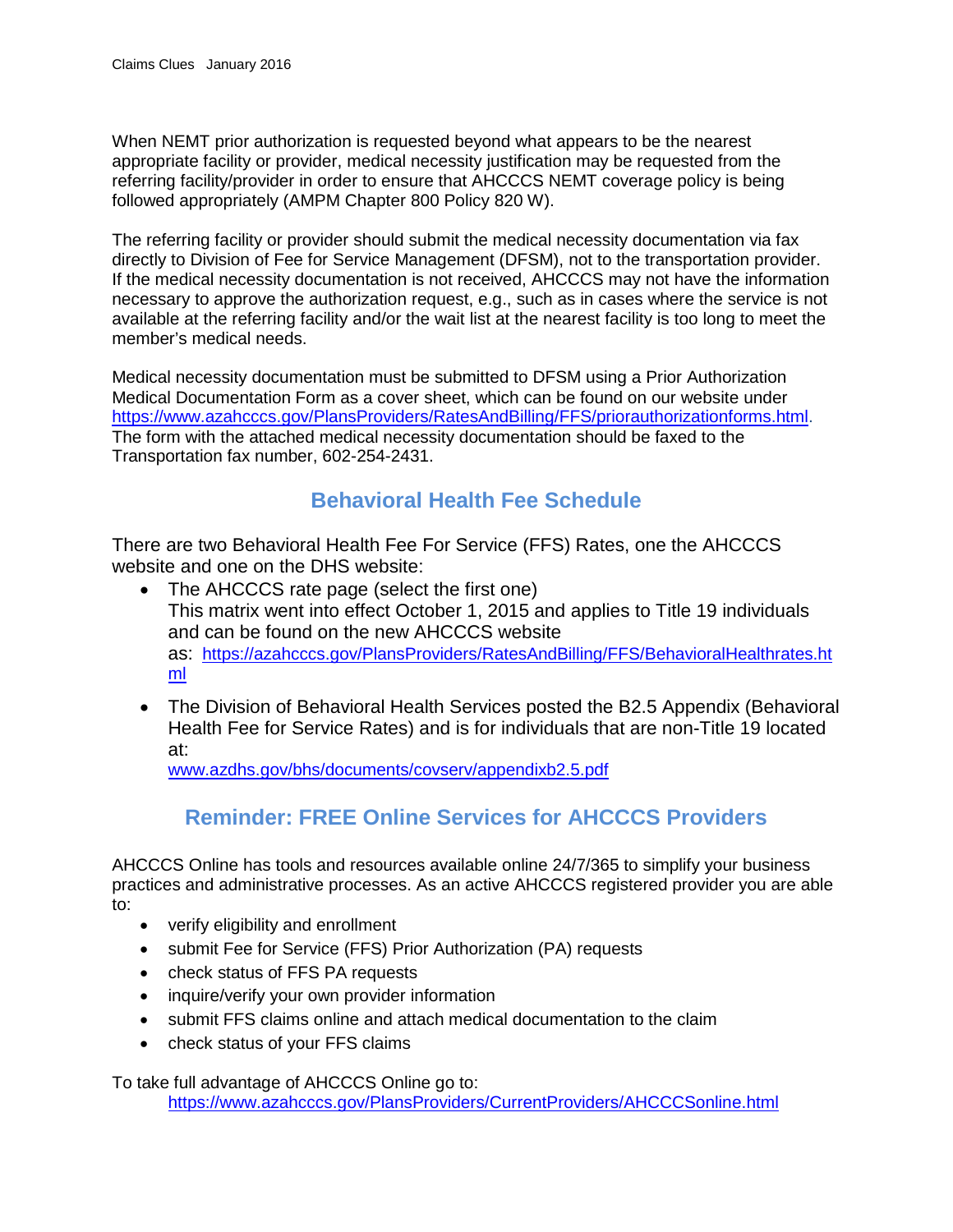When NEMT prior authorization is requested beyond what appears to be the nearest appropriate facility or provider, medical necessity justification may be requested from the referring facility/provider in order to ensure that AHCCCS NEMT coverage policy is being followed appropriately (AMPM Chapter 800 Policy 820 W).

The referring facility or provider should submit the medical necessity documentation via fax directly to Division of Fee for Service Management (DFSM), not to the transportation provider. If the medical necessity documentation is not received, AHCCCS may not have the information necessary to approve the authorization request, e.g., such as in cases where the service is not available at the referring facility and/or the wait list at the nearest facility is too long to meet the member's medical needs.

Medical necessity documentation must be submitted to DFSM using a Prior Authorization Medical Documentation Form as a cover sheet, which can be found on our website under https://www.azahcccs.gov/PlansProviders/RatesAndBilling/FFS/priorauthorizationforms.html. The form with the attached medical necessity documentation should be faxed to the Transportation fax number, 602-254-2431.

## Behavioral Health Fee Schedule

There are two Behavioral Health Fee For Service (FFS) Rates, one the AHCCCS website and one on the DHS website:

- The AHCCCS rate page (select the first one)
  This matrix went into effect October 1, 2015 and applies to Title 19 individuals and can be found on the new AHCCCS website as: https://azahcccs.gov/PlansProviders/RatesAndBilling/FFS/BehavioralHealthrates.html
- The Division of Behavioral Health Services posted the B2.5 Appendix (Behavioral Health Fee for Service Rates) and is for individuals that are non-Title 19 located at:
  www.azdhs.gov/bhs/documents/covserv/appendixb2.5.pdf

## Reminder: FREE Online Services for AHCCCS Providers

AHCCCS Online has tools and resources available online 24/7/365 to simplify your business practices and administrative processes. As an active AHCCCS registered provider you are able to:

- verify eligibility and enrollment
- submit Fee for Service (FFS) Prior Authorization (PA) requests
- check status of FFS PA requests
- inquire/verify your own provider information
- submit FFS claims online and attach medical documentation to the claim
- check status of your FFS claims

To take full advantage of AHCCCS Online go to:
https://www.azahcccs.gov/PlansProviders/CurrentProviders/AHCCCSonline.html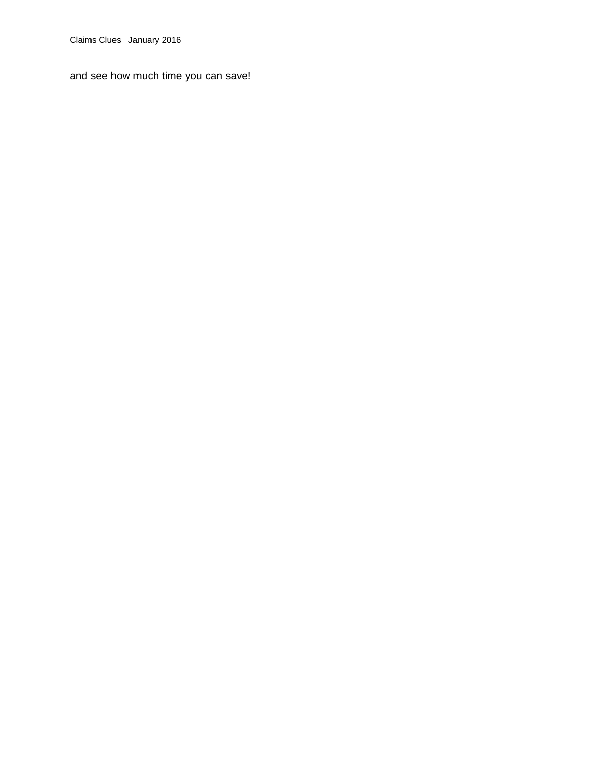and see how much time you can save!